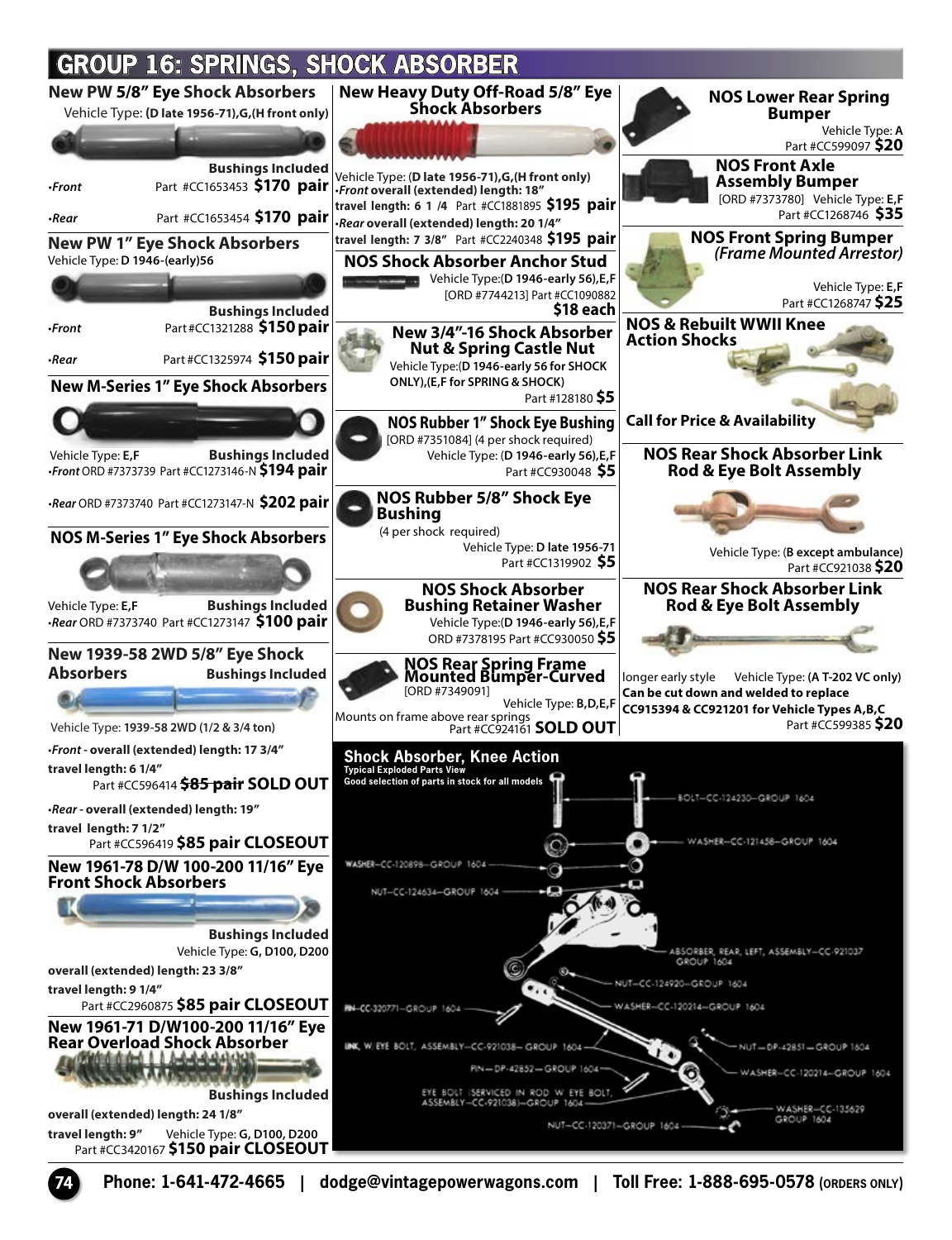# GROUP 16: SPRINGS, SHOCK ABSORBER

## New PW 5/8" Eye Shock Absorbers

Vehicle Type: **(D late 1956-71),G,(H front only)**

**Bushings Included**

- *Front* Part #CC1653453 **$170 pair**
- *Rear* Part #CC1653454 **$170 pair**

## New PW 1" Eye Shock Absorbers

Vehicle Type: **D 1946-(early)56**

**Bushings Included**

- *Front* Part #CC1321288 **$150 pair**
- *Rear* Part #CC1325974 **$150 pair**

## New M-Series 1" Eye Shock Absorbers

Vehicle Type: **E,F** **Bushings Included**

- *Front* ORD #7373739 Part #CC1273146-N **$194 pair**
- *Rear* ORD #7373740 Part #CC1273147-N **$202 pair**

## NOS M-Series 1" Eye Shock Absorbers

Vehicle Type: **E,F** **Bushings Included**

- *Rear* ORD #7373740 Part #CC1273147 **$100 pair**

## New 1939-58 2WD 5/8" Eye Shock Absorbers

**Bushings Included**

Vehicle Type: **1939-58 2WD (1/2 & 3/4 ton)**

- ***Front* - overall (extended) length: 17 3/4"**
  **travel length: 6 1/4"**
  Part #CC596414 ~~**$85 pair**~~ **SOLD OUT**
- ***Rear* - overall (extended) length: 19"**
  **travel length: 7 1/2"**
  Part #CC596419 **$85 pair CLOSEOUT**

## New 1961-78 D/W 100-200 11/16" Eye Front Shock Absorbers

**Bushings Included**

Vehicle Type: **G, D100, D200**

**overall (extended) length: 23 3/8"**
**travel length: 9 1/4"**
Part #CC2960875 **$85 pair CLOSEOUT**

## New 1961-71 D/W100-200 11/16" Eye Rear Overload Shock Absorber

**Bushings Included**

**overall (extended) length: 24 1/8"**
**travel length: 9"** Vehicle Type: **G, D100, D200**
Part #CC3420167 **$150 pair CLOSEOUT**

## New Heavy Duty Off-Road 5/8" Eye Shock Absorbers

Vehicle Type: (**D late 1956-71),G,(H front only)**

- ***Front* overall (extended) length: 18"**
  **travel length: 6 1 /4** Part #CC1881895 **$195 pair**
- ***Rear* overall (extended) length: 20 1/4"**
  **travel length: 7 3/8"** Part #CC2240348 **$195 pair**

## NOS Shock Absorber Anchor Stud

Vehicle Type:**(D 1946-early 56),E,F**
[ORD #7744213] Part #CC1090882
**$18 each**

## New 3/4"-16 Shock Absorber Nut & Spring Castle Nut

Vehicle Type:**(D 1946-early 56 for SHOCK ONLY),(E,F for SPRING & SHOCK)**
Part #128180 **$5**

## NOS Rubber 1" Shock Eye Bushing

[ORD #7351084] (4 per shock required)
Vehicle Type: (**D 1946-early 56),E,F**
Part #CC930048 **$5**

## NOS Rubber 5/8" Shock Eye Bushing

(4 per shock required)
Vehicle Type: **D late 1956-71**
Part #CC1319902 **$5**

## NOS Shock Absorber Bushing Retainer Washer

Vehicle Type:**(D 1946-early 56),E,F**
ORD #7378195 Part #CC930050 **$5**

## NOS Rear Spring Frame Mounted Bumper-Curved

[ORD #7349091]
Vehicle Type: **B,D,E,F**
Mounts on frame above rear springs
Part #CC924161 **SOLD OUT**

## NOS Lower Rear Spring Bumper

Vehicle Type: **A**
Part #CC599097 **$20**

## NOS Front Axle Assembly Bumper

[ORD #7373780] Vehicle Type: **E,F**
Part #CC1268746 **$35**

## NOS Front Spring Bumper *(Frame Mounted Arrestor)*

Vehicle Type: **E,F**
Part #CC1268747 **$25**

## NOS & Rebuilt WWII Knee Action Shocks

**Call for Price & Availability**

## NOS Rear Shock Absorber Link Rod & Eye Bolt Assembly

Vehicle Type: (**B except ambulance)**
Part #CC921038 **$20**

## NOS Rear Shock Absorber Link Rod & Eye Bolt Assembly

longer early style Vehicle Type: **(A T-202 VC only)**
**Can be cut down and welded to replace CC915394 & CC921201 for Vehicle Types A,B,C**
Part #CC599385 **$20**

## Shock Absorber, Knee Action

**Typical Exploded Parts View**
**Good selection of parts in stock for all models**

- BOLT—CC-124230—GROUP 1604
- WASHER—CC-121458—GROUP 1604
- WASHER—CC-120898—GROUP 1604
- NUT—CC-124634—GROUP 1604
- ABSORBER, REAR, LEFT, ASSEMBLY—CC-921037 GROUP 1604
- NUT—CC-124920—GROUP 1604
- PIN—CC-320771—GROUP 1604
- WASHER—CC-120214—GROUP 1604
- LINK, W/ EYE BOLT, ASSEMBLY—CC-921038— GROUP 1604
- NUT—DP-42851—GROUP 1604
- PIN—DP-42852—GROUP 1604
- WASHER—CC-120214—GROUP 1604
- EYE BOLT (SERVICED IN ROD W/ EYE BOLT, ASSEMBLY—CC-921038)—GROUP 1604
- WASHER—CC-135629 GROUP 1604
- NUT—CC-120371—GROUP 1604

**Phone: 1-641-472-4665 | dodge@vintagepowerwagons.com | Toll Free: 1-888-695-0578 (ORDERS ONLY)**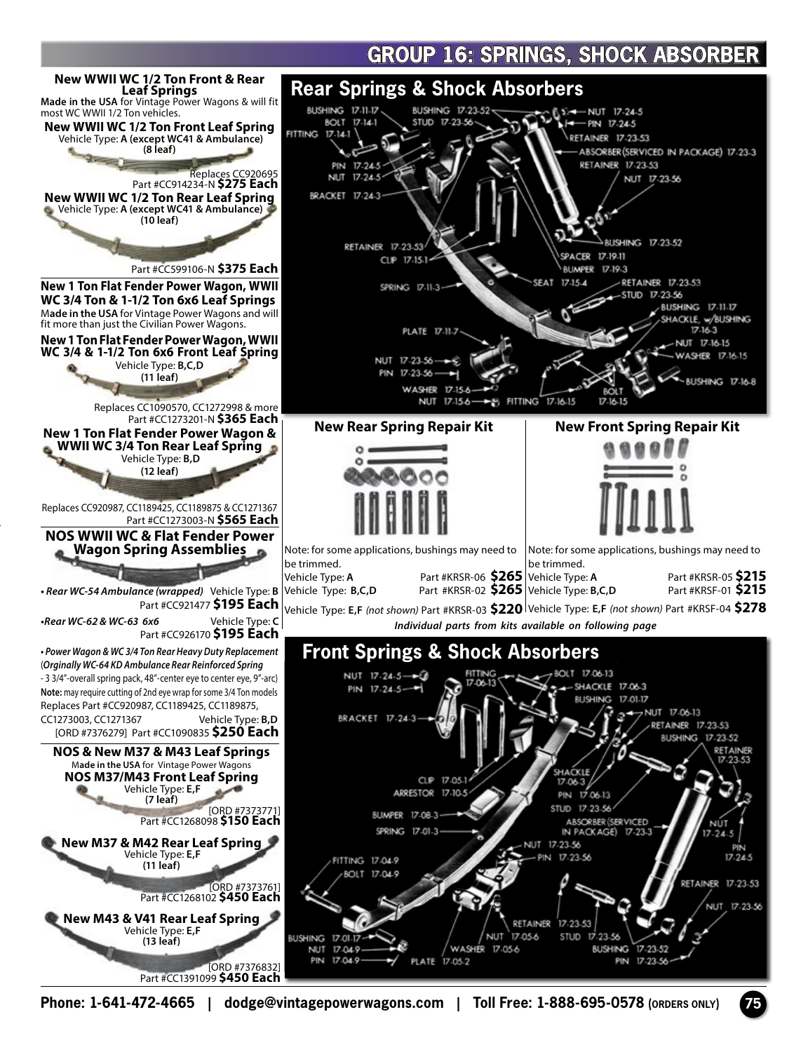## GROUP 16: SPRINGS, SHOCK ABSORBER

### New WWII WC 1/2 Ton Front & Rear Leaf Springs

**Made in the USA** for Vintage Power Wagons & will fit most WC WWII 1/2 Ton vehicles.

**New WWII WC 1/2 Ton Front Leaf Spring**
Vehicle Type: **A (except WC41 & Ambulance)**
**(8 leaf)**

Replaces CC920695
Part #CC914234-N **$275 Each**

**New WWII WC 1/2 Ton Rear Leaf Spring**
Vehicle Type: **A (except WC41 & Ambulance)**
**(10 leaf)**

Part #CC599106-N **$375 Each**

### New 1 Ton Flat Fender Power Wagon, WWII WC 3/4 Ton & 1-1/2 Ton 6x6 Leaf Springs

M**ade in the USA** for Vintage Power Wagons and will fit more than just the Civilian Power Wagons.

**New 1 Ton Flat Fender Power Wagon, WWII WC 3/4 & 1-1/2 Ton 6x6 Front Leaf Spring**
Vehicle Type: **B,C,D**
**(11 leaf)**

Replaces CC1090570, CC1272998 & more
Part #CC1273201-N **$365 Each**

**New 1 Ton Flat Fender Power Wagon & WWII WC 3/4 Ton Rear Leaf Spring**
Vehicle Type: **B,D**
**(12 leaf)**

Replaces CC920987, CC1189425, CC1189875 & CC1271367
Part #CC1273003-N **$565 Each**

### NOS WWII WC & Flat Fender Power Wagon Spring Assemblies

• ***Rear WC-54 Ambulance (wrapped)*** Vehicle Type: **B**
Part #CC921477 **$195 Each**

•***Rear WC-62 & WC-63 6x6*** Vehicle Type: **C**
Part #CC926170 **$195 Each**

• ***Power Wagon & WC 3/4 Ton Rear Heavy Duty Replacement*** (***Orginally WC-64 KD Ambulance Rear Reinforced Spring*** - 3 3/4"-overall spring pack, 48"-center eye to center eye, 9"-arc)
**Note:** may require cutting of 2nd eye wrap for some 3/4 Ton models
Replaces Part #CC920987, CC1189425, CC1189875, CC1273003, CC1271367 Vehicle Type: **B,D**
[ORD #7376279] Part #CC1090835 **$250 Each**

### NOS & New M37 & M43 Leaf Springs

M**ade in the USA** for Vintage Power Wagons

**NOS M37/M43 Front Leaf Spring**
Vehicle Type: **E,F**
**(7 leaf)**

[ORD #7373771]
Part #CC1268098 **$150 Each**

**New M37 & M42 Rear Leaf Spring**
Vehicle Type: **E,F**
**(11 leaf)**

[ORD #7373761]
Part #CC1268102 **$450 Each**

**New M43 & V41 Rear Leaf Spring**
Vehicle Type: **E,F**
**(13 leaf)**

[ORD #7376832]
Part #CC1391099 **$450 Each**

## Rear Springs & Shock Absorbers

BUSHING 17-11-17, BOLT 17-14-1, FITTING 17-14-1, PIN 17-24-5, NUT 17-24-5, BRACKET 17-24-3, BUSHING 17-23-52, STUD 17-23-56, NUT 17-24-5, PIN 17-24-5, RETAINER 17-23-53, ABSORBER (SERVICED IN PACKAGE) 17-23-3, RETAINER 17-23-53, NUT 17-23-56, BUSHING 17-23-52, SPACER 17-19-11, BUMPER 17-19-3, RETAINER 17-23-53, CLIP 17-15-1, SPRING 17-11-3, SEAT 17-15-4, RETAINER 17-23-53, STUD 17-23-56, BUSHING 17-11-17, SHACKLE, w/BUSHING 17-16-3, PLATE 17-11-7, NUT 17-16-15, WASHER 17-16-15, NUT 17-23-56, PIN 17-23-56, BUSHING 17-16-8, WASHER 17-15-6, NUT 17-15-6, FITTING 17-16-15, BOLT 17-16-15

### New Rear Spring Repair Kit

Note: for some applications, bushings may need to be trimmed.

| Vehicle Type | Part # | Price |
|---|---|---|
| Vehicle Type: **A** | Part #KRSR-06 | **$265** |
| Vehicle Type: **B,C,D** | Part #KRSR-02 | **$265** |
| Vehicle Type: **E,F** *(not shown)* | Part #KRSR-03 | **$220** |

### New Front Spring Repair Kit

Note: for some applications, bushings may need to be trimmed.

| Vehicle Type | Part # | Price |
|---|---|---|
| Vehicle Type: **A** | Part #KRSR-05 | **$215** |
| Vehicle Type: **B,C,D** | Part #KRSF-01 | **$215** |
| Vehicle Type: **E,F** *(not shown)* | Part #KRSF-04 | **$278** |

***Individual parts from kits available on following page***

## Front Springs & Shock Absorbers

NUT 17-24-5, PIN 17-24-5, FITTING 17-06-13, BRACKET 17-24-3, BOLT 17-06-13, SHACKLE 17-06-3, BUSHING 17-01-17, NUT 17-06-13, RETAINER 17-23-53, BUSHING 17-23-52, RETAINER 17-23-53, SHACKLE 17-06-3, PIN 17-06-13, STUD 17-23-56, CLIP 17-05-1, ARRESTOR 17-10-5, BUMPER 17-08-3, SPRING 17-01-3, ABSORBER (SERVICED IN PACKAGE) 17-23-3, NUT 17-24-5, PIN 17-24-5, NUT 17-23-56, PIN 17-23-56, FITTING 17-04-9, BOLT 17-04-9, RETAINER 17-23-53, NUT 17-23-56, RETAINER 17-23-53, BUSHING 17-01-17, NUT 17-04-9, PIN 17-04-9, NUT 17-05-6, WASHER 17-05-6, PLATE 17-05-2, STUD 17-23-56, BUSHING 17-23-52, PIN 17-23-56

Phone: 1-641-472-4665 | dodge@vintagepowerwagons.com | Toll Free: 1-888-695-0578 (ORDERS ONLY)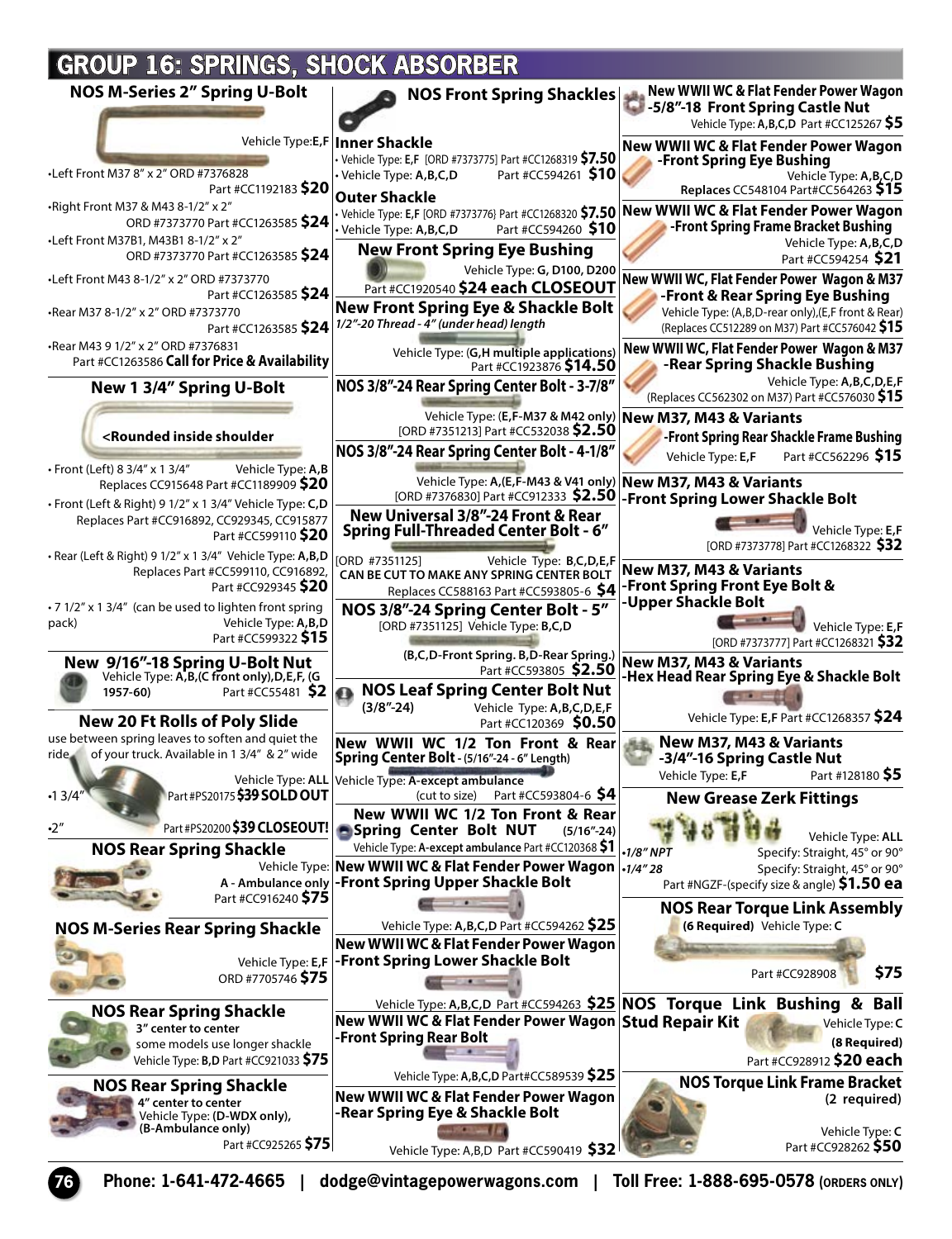# GROUP 16: SPRINGS, SHOCK ABSORBER

## NOS M-Series 2" Spring U-Bolt

Vehicle Type: **E,F**

- Left Front M37 8" x 2" ORD #7376828 Part #CC1192183 **$20**
- Right Front M37 & M43 8-1/2" x 2" ORD #7373770 Part #CC1263585 **$24**
- Left Front M37B1, M43B1 8-1/2" x 2" ORD #7373770 Part #CC1263585 **$24**
- Left Front M43 8-1/2" x 2" ORD #7373770 Part #CC1263585 **$24**
- Rear M37 8-1/2" x 2" ORD #7373770 Part #CC1263585 **$24**
- Rear M43 9 1/2" x 2" ORD #7376831 Part #CC1263586 **Call for Price & Availability**

## New 1 3/4" Spring U-Bolt

**<Rounded inside shoulder**

- Front (Left) 8 3/4" x 1 3/4" Vehicle Type: **A,B** Replaces CC915648 Part #CC1189909 **$20**
- Front (Left & Right) 9 1/2" x 1 3/4" Vehicle Type: **C,D** Replaces Part #CC916892, CC929345, CC915877 Part #CC599110 **$20**
- Rear (Left & Right) 9 1/2" x 1 3/4" Vehicle Type: **A,B,D** Replaces Part #CC599110, CC916892, Part #CC929345 **$20**
- 7 1/2" x 1 3/4" (can be used to lighten front spring pack) Vehicle Type: **A,B,D** Part #CC599322 **$15**

## New 9/16"-18 Spring U-Bolt Nut

Vehicle Type: **A,B,(C front only),D,E,F, (G 1957-60)** Part #CC55481 **$2**

## New 20 Ft Rolls of Poly Slide

use between spring leaves to soften and quiet the ride of your truck. Available in 1 3/4" & 2" wide

Vehicle Type: **ALL**

- 1 3/4" Part #PS20175 **$39 SOLD OUT**
- 2" Part #PS20200 **$39 CLOSEOUT!**

## NOS Rear Spring Shackle

Vehicle Type: **A - Ambulance only** Part #CC916240 **$75**

## NOS M-Series Rear Spring Shackle

Vehicle Type: **E,F** ORD #7705746 **$75**

## NOS Rear Spring Shackle

**3" center to center**
some models use longer shackle
Vehicle Type: **B,D** Part #CC921033 **$75**

## NOS Rear Spring Shackle

**4" center to center**
**Vehicle Type: (D-WDX only), (B-Ambulance only)**
Part #CC925265 **$75**

## NOS Front Spring Shackles

**Inner Shackle**

- Vehicle Type: **E,F** [ORD #7373775] Part #CC1268319 **$7.50**
- Vehicle Type: **A,B,C,D** Part #CC594261 **$10**

**Outer Shackle**

- Vehicle Type: **E,F** [ORD #7373776] Part #CC1268320 **$7.50**
- Vehicle Type: **A,B,C,D** Part #CC594260 **$10**

## New Front Spring Eye Bushing

Vehicle Type: **G, D100, D200** Part #CC1920540 **$24 each CLOSEOUT**

## New Front Spring Eye & Shackle Bolt

*1/2"-20 Thread - 4" (under head) length*

Vehicle Type: (**G,H multiple applications**) Part #CC1923876 **$14.50**

## NOS 3/8"-24 Rear Spring Center Bolt - 3-7/8"

Vehicle Type: (**E,F-M37 & M42 only**) [ORD #7351213] Part #CC532038 **$2.50**

## NOS 3/8"-24 Rear Spring Center Bolt - 4-1/8"

Vehicle Type: **A,(E,F-M43 & V41 only)** [ORD #7376830] Part #CC912333 **$2.50**

## New Universal 3/8"-24 Front & Rear Spring Full-Threaded Center Bolt - 6"

[ORD #7351125] Vehicle Type: **B,C,D,E,F**
**CAN BE CUT TO MAKE ANY SPRING CENTER BOLT**
Replaces CC588163 Part #CC593805-6 **$4**

## NOS 3/8"-24 Spring Center Bolt - 5"

[ORD #7351125] Vehicle Type: **B,C,D**
**(B,C,D-Front Spring. B,D-Rear Spring.)** Part #CC593805 **$2.50**

## NOS Leaf Spring Center Bolt Nut

**(3/8"-24)** Vehicle Type: **A,B,C,D,E,F** Part #CC120369 **$0.50**

## New WWII WC 1/2 Ton Front & Rear Spring Center Bolt - (5/16"-24 - 6" Length)

Vehicle Type: **A-except ambulance** (cut to size) Part #CC593804-6 **$4**

## New WWII WC 1/2 Ton Front & Rear Spring Center Bolt NUT (5/16"-24)

Vehicle Type: **A-except ambulance** Part #CC120368 **$1**

## New WWII WC & Flat Fender Power Wagon -Front Spring Upper Shackle Bolt

Vehicle Type: **A,B,C,D** Part #CC594262 **$25**

## New WWII WC & Flat Fender Power Wagon -Front Spring Lower Shackle Bolt

Vehicle Type: **A,B,C,D** Part #CC594263 **$25**

## New WWII WC & Flat Fender Power Wagon -Front Spring Rear Bolt

Vehicle Type: **A,B,C,D** Part#CC589539 **$25**

## New WWII WC & Flat Fender Power Wagon -Rear Spring Eye & Shackle Bolt

Vehicle Type: A,B,D Part #CC590419 **$32**

## New WWII WC & Flat Fender Power Wagon -5/8"-18 Front Spring Castle Nut

Vehicle Type: **A,B,C,D** Part #CC125267 **$5**

## New WWII WC & Flat Fender Power Wagon -Front Spring Eye Bushing

Vehicle Type: **A,B,C,D** **Replaces** CC548104 Part#CC564263 **$15**

## New WWII WC & Flat Fender Power Wagon -Front Spring Frame Bracket Bushing

Vehicle Type: **A,B,C,D** Part #CC594254 **$21**

## New WWII WC, Flat Fender Power Wagon & M37 -Front & Rear Spring Eye Bushing

Vehicle Type: (A,B,D-rear only),(E,F front & Rear) (Replaces CC512289 on M37) Part #CC576042 **$15**

## New WWII WC, Flat Fender Power Wagon & M37 -Rear Spring Shackle Bushing

Vehicle Type: **A,B,C,D,E,F** (Replaces CC562302 on M37) Part #CC576030 **$15**

## New M37, M43 & Variants -Front Spring Rear Shackle Frame Bushing

Vehicle Type: **E,F** Part #CC562296 **$15**

## New M37, M43 & Variants -Front Spring Lower Shackle Bolt

Vehicle Type: **E,F** [ORD #7373778] Part #CC1268322 **$32**

## New M37, M43 & Variants -Front Spring Front Eye Bolt & -Upper Shackle Bolt

Vehicle Type: **E,F** [ORD #7373777] Part #CC1268321 **$32**

## New M37, M43 & Variants -Hex Head Rear Spring Eye & Shackle Bolt

Vehicle Type: **E,F** Part #CC1268357 **$24**

## New M37, M43 & Variants -3/4"-16 Spring Castle Nut

Vehicle Type: **E,F** Part #128180 **$5**

## New Grease Zerk Fittings

Vehicle Type: **ALL**

- *1/8" NPT* Specify: Straight, 45° or 90°
- *1/4" 28* Specify: Straight, 45° or 90°

Part #NGZF-(specify size & angle) **$1.50 ea**

## NOS Rear Torque Link Assembly

**(6 Required)** Vehicle Type: **C**
Part #CC928908 **$75**

## NOS Torque Link Bushing & Ball Stud Repair Kit

Vehicle Type: **C** **(8 Required)**
Part #CC928912 **$20 each**

## NOS Torque Link Frame Bracket

**(2 required)**
Vehicle Type: **C** Part #CC928262 **$50**

**Phone: 1-641-472-4665 | dodge@vintagepowerwagons.com | Toll Free: 1-888-695-0578 (ORDERS ONLY)**